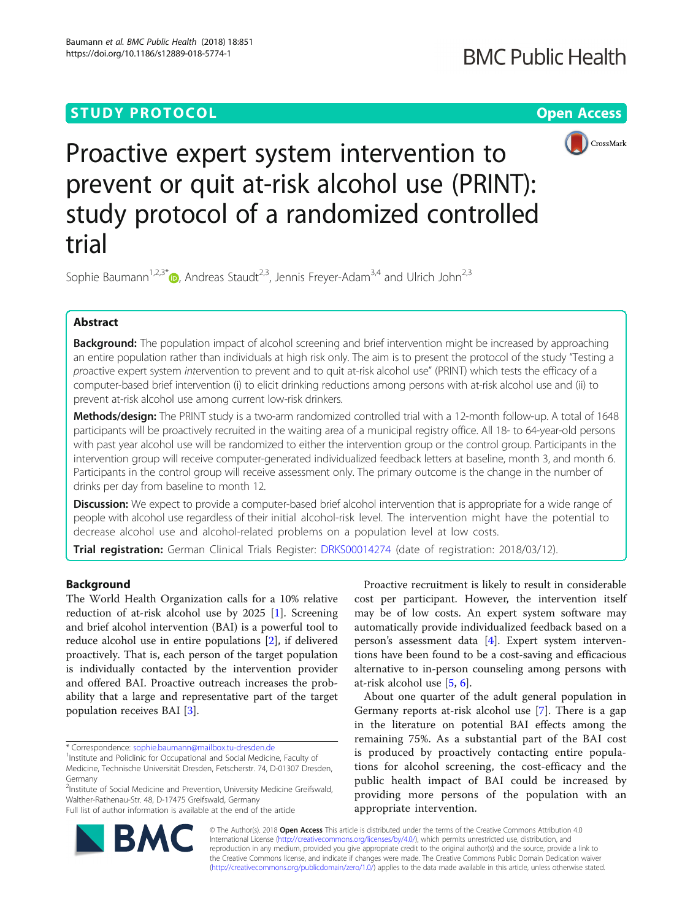STUDY PROTOCOL

Open Access

# Proactive expert system intervention to prevent or quit at-risk alcohol use (PRINT): study protocol of a randomized controlled trial

Sophie Baumann[1,2,3*], Andreas Staudt[2,3], Jennis Freyer-Adam[3,4] and Ulrich John[2,3]

## Abstract

**Background:** The population impact of alcohol screening and brief intervention might be increased by approaching an entire population rather than individuals at high risk only. The aim is to present the protocol of the study "Testing a *pro*active expert system *int*ervention to prevent and to quit at-risk alcohol use" (PRINT) which tests the efficacy of a computer-based brief intervention (i) to elicit drinking reductions among persons with at-risk alcohol use and (ii) to prevent at-risk alcohol use among current low-risk drinkers.

**Methods/design:** The PRINT study is a two-arm randomized controlled trial with a 12-month follow-up. A total of 1648 participants will be proactively recruited in the waiting area of a municipal registry office. All 18- to 64-year-old persons with past year alcohol use will be randomized to either the intervention group or the control group. Participants in the intervention group will receive computer-generated individualized feedback letters at baseline, month 3, and month 6. Participants in the control group will receive assessment only. The primary outcome is the change in the number of drinks per day from baseline to month 12.

**Discussion:** We expect to provide a computer-based brief alcohol intervention that is appropriate for a wide range of people with alcohol use regardless of their initial alcohol-risk level. The intervention might have the potential to decrease alcohol use and alcohol-related problems on a population level at low costs.

**Trial registration:** German Clinical Trials Register: DRKS00014274 (date of registration: 2018/03/12).

## Background

The World Health Organization calls for a 10% relative reduction of at-risk alcohol use by 2025 [1]. Screening and brief alcohol intervention (BAI) is a powerful tool to reduce alcohol use in entire populations [2], if delivered proactively. That is, each person of the target population is individually contacted by the intervention provider and offered BAI. Proactive outreach increases the probability that a large and representative part of the target population receives BAI [3].

Proactive recruitment is likely to result in considerable cost per participant. However, the intervention itself may be of low costs. An expert system software may automatically provide individualized feedback based on a person's assessment data [4]. Expert system interventions have been found to be a cost-saving and efficacious alternative to in-person counseling among persons with at-risk alcohol use [5, 6].

About one quarter of the adult general population in Germany reports at-risk alcohol use [7]. There is a gap in the literature on potential BAI effects among the remaining 75%. As a substantial part of the BAI cost is produced by proactively contacting entire populations for alcohol screening, the cost-efficacy and the public health impact of BAI could be increased by providing more persons of the population with an appropriate intervention.

* Correspondence: sophie.baumann@mailbox.tu-dresden.de
[1] Institute and Policlinic for Occupational and Social Medicine, Faculty of Medicine, Technische Universität Dresden, Fetscherstr. 74, D-01307 Dresden, Germany
[2] Institute of Social Medicine and Prevention, University Medicine Greifswald, Walther-Rathenau-Str. 48, D-17475 Greifswald, Germany
Full list of author information is available at the end of the article

© The Author(s). 2018 **Open Access** This article is distributed under the terms of the Creative Commons Attribution 4.0 International License (http://creativecommons.org/licenses/by/4.0/), which permits unrestricted use, distribution, and reproduction in any medium, provided you give appropriate credit to the original author(s) and the source, provide a link to the Creative Commons license, and indicate if changes were made. The Creative Commons Public Domain Dedication waiver (http://creativecommons.org/publicdomain/zero/1.0/) applies to the data made available in this article, unless otherwise stated.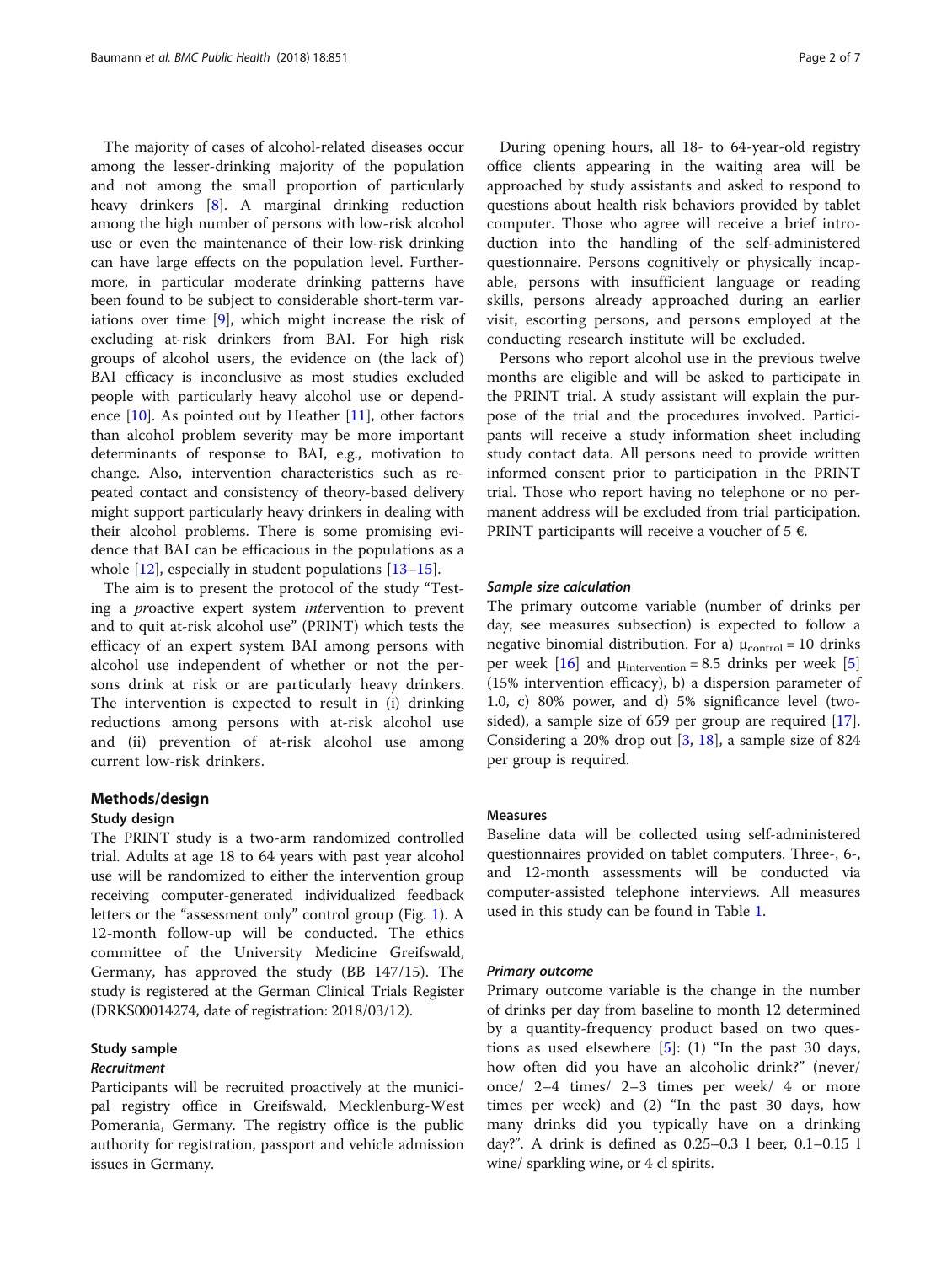The majority of cases of alcohol-related diseases occur among the lesser-drinking majority of the population and not among the small proportion of particularly heavy drinkers [8]. A marginal drinking reduction among the high number of persons with low-risk alcohol use or even the maintenance of their low-risk drinking can have large effects on the population level. Furthermore, in particular moderate drinking patterns have been found to be subject to considerable short-term variations over time [9], which might increase the risk of excluding at-risk drinkers from BAI. For high risk groups of alcohol users, the evidence on (the lack of) BAI efficacy is inconclusive as most studies excluded people with particularly heavy alcohol use or dependence [10]. As pointed out by Heather [11], other factors than alcohol problem severity may be more important determinants of response to BAI, e.g., motivation to change. Also, intervention characteristics such as repeated contact and consistency of theory-based delivery might support particularly heavy drinkers in dealing with their alcohol problems. There is some promising evidence that BAI can be efficacious in the populations as a whole [12], especially in student populations [13–15].

The aim is to present the protocol of the study "Testing a *pr*oactive expert system *int*ervention to prevent and to quit at-risk alcohol use" (PRINT) which tests the efficacy of an expert system BAI among persons with alcohol use independent of whether or not the persons drink at risk or are particularly heavy drinkers. The intervention is expected to result in (i) drinking reductions among persons with at-risk alcohol use and (ii) prevention of at-risk alcohol use among current low-risk drinkers.

## Methods/design

### Study design

The PRINT study is a two-arm randomized controlled trial. Adults at age 18 to 64 years with past year alcohol use will be randomized to either the intervention group receiving computer-generated individualized feedback letters or the "assessment only" control group (Fig. 1). A 12-month follow-up will be conducted. The ethics committee of the University Medicine Greifswald, Germany, has approved the study (BB 147/15). The study is registered at the German Clinical Trials Register (DRKS00014274, date of registration: 2018/03/12).

### Study sample

#### *Recruitment*

Participants will be recruited proactively at the municipal registry office in Greifswald, Mecklenburg-West Pomerania, Germany. The registry office is the public authority for registration, passport and vehicle admission issues in Germany.

During opening hours, all 18- to 64-year-old registry office clients appearing in the waiting area will be approached by study assistants and asked to respond to questions about health risk behaviors provided by tablet computer. Those who agree will receive a brief introduction into the handling of the self-administered questionnaire. Persons cognitively or physically incapable, persons with insufficient language or reading skills, persons already approached during an earlier visit, escorting persons, and persons employed at the conducting research institute will be excluded.

Persons who report alcohol use in the previous twelve months are eligible and will be asked to participate in the PRINT trial. A study assistant will explain the purpose of the trial and the procedures involved. Participants will receive a study information sheet including study contact data. All persons need to provide written informed consent prior to participation in the PRINT trial. Those who report having no telephone or no permanent address will be excluded from trial participation. PRINT participants will receive a voucher of 5 €.

#### *Sample size calculation*

The primary outcome variable (number of drinks per day, see measures subsection) is expected to follow a negative binomial distribution. For a) $\mu_{control} = 10$ drinks per week [16] and $\mu_{intervention} = 8.5$ drinks per week [5] (15% intervention efficacy), b) a dispersion parameter of 1.0, c) 80% power, and d) 5% significance level (two-sided), a sample size of 659 per group are required [17]. Considering a 20% drop out [3, 18], a sample size of 824 per group is required.

### Measures

Baseline data will be collected using self-administered questionnaires provided on tablet computers. Three-, 6-, and 12-month assessments will be conducted via computer-assisted telephone interviews. All measures used in this study can be found in Table 1.

#### *Primary outcome*

Primary outcome variable is the change in the number of drinks per day from baseline to month 12 determined by a quantity-frequency product based on two questions as used elsewhere [5]: (1) "In the past 30 days, how often did you have an alcoholic drink?" (never/ once/ 2–4 times/ 2–3 times per week/ 4 or more times per week) and (2) "In the past 30 days, how many drinks did you typically have on a drinking day?". A drink is defined as 0.25–0.3 l beer, 0.1–0.15 l wine/ sparkling wine, or 4 cl spirits.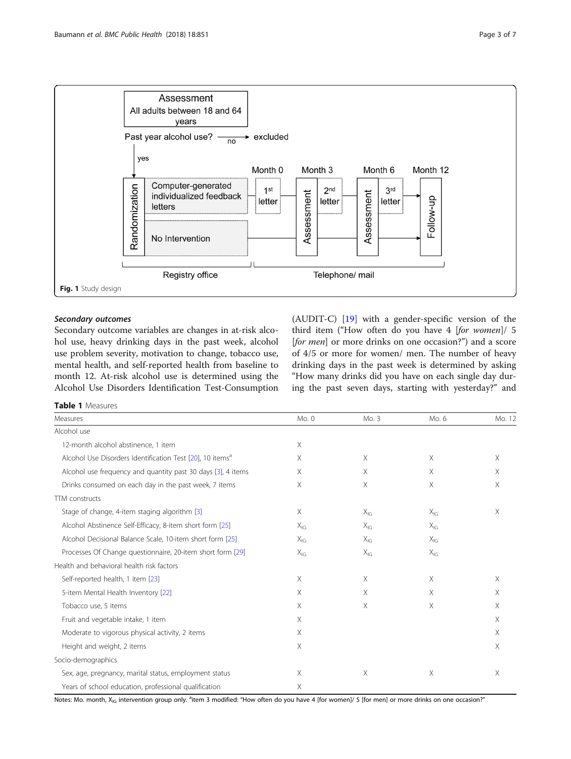**Fig. 1** Study design

### *Secondary outcomes*

Secondary outcome variables are changes in at-risk alcohol use, heavy drinking days in the past week, alcohol use problem severity, motivation to change, tobacco use, mental health, and self-reported health from baseline to month 12. At-risk alcohol use is determined using the Alcohol Use Disorders Identification Test-Consumption (AUDIT-C) [19] with a gender-specific version of the third item ("How often do you have 4 [*for women*]/ 5 [*for men*] or more drinks on one occasion?") and a score of 4/5 or more for women/ men. The number of heavy drinking days in the past week is determined by asking "How many drinks did you have on each single day during the past seven days, starting with yesterday?" and

**Table 1** Measures

| Measures | Mo. 0 | Mo. 3 | Mo. 6 | Mo. 12 |
|---|---|---|---|---|
| Alcohol use | | | | |
| 12-month alcohol abstinence, 1 item | X | | | |
| Alcohol Use Disorders Identification Test [20], 10 items[a] | X | X | X | X |
| Alcohol use frequency and quantity past 30 days [3], 4 items | X | X | X | X |
| Drinks consumed on each day in the past week, 7 items | X | X | X | X |
| TTM constructs | | | | |
| Stage of change, 4-item staging algorithm [3] | X | $X_{IG}$ | $X_{IG}$ | X |
| Alcohol Abstinence Self-Efficacy, 8-item short form [25] | $X_{IG}$ | $X_{IG}$ | $X_{IG}$ | |
| Alcohol Decisional Balance Scale, 10-item short form [25] | $X_{IG}$ | $X_{IG}$ | $X_{IG}$ | |
| Processes Of Change questionnaire, 20-item short form [29] | $X_{IG}$ | $X_{IG}$ | $X_{IG}$ | |
| Health and behavioral health risk factors | | | | |
| Self-reported health, 1 item [23] | X | X | X | X |
| 5-item Mental Health Inventory [22] | X | X | X | X |
| Tobacco use, 5 items | X | X | X | X |
| Fruit and vegetable intake, 1 item | X | | | X |
| Moderate to vigorous physical activity, 2 items | X | | | X |
| Height and weight, 2 items | X | | | X |
| Socio-demographics | | | | |
| Sex, age, pregnancy, marital status, employment status | X | X | X | X |
| Years of school education, professional qualification | X | | | |

Notes: Mo. month, $X_{IG}$ intervention group only. [a]item 3 modified: "How often do you have 4 [for women]/ 5 [for men] or more drinks on one occasion?"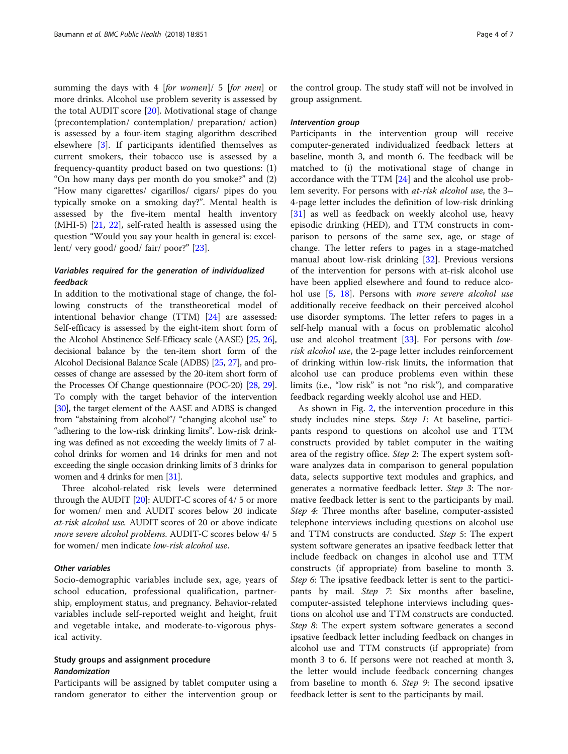summing the days with 4 [*for women*]/ 5 [*for men*] or more drinks. Alcohol use problem severity is assessed by the total AUDIT score [20]. Motivational stage of change (precontemplation/ contemplation/ preparation/ action) is assessed by a four-item staging algorithm described elsewhere [3]. If participants identified themselves as current smokers, their tobacco use is assessed by a frequency-quantity product based on two questions: (1) "On how many days per month do you smoke?" and (2) "How many cigarettes/ cigarillos/ cigars/ pipes do you typically smoke on a smoking day?". Mental health is assessed by the five-item mental health inventory (MHI-5) [21, 22], self-rated health is assessed using the question "Would you say your health in general is: excellent/ very good/ good/ fair/ poor?" [23].

#### *Variables required for the generation of individualized feedback*

In addition to the motivational stage of change, the following constructs of the transtheoretical model of intentional behavior change (TTM) [24] are assessed: Self-efficacy is assessed by the eight-item short form of the Alcohol Abstinence Self-Efficacy scale (AASE) [25, 26], decisional balance by the ten-item short form of the Alcohol Decisional Balance Scale (ADBS) [25, 27], and processes of change are assessed by the 20-item short form of the Processes Of Change questionnaire (POC-20) [28, 29]. To comply with the target behavior of the intervention [30], the target element of the AASE and ADBS is changed from "abstaining from alcohol"/ "changing alcohol use" to "adhering to the low-risk drinking limits". Low-risk drinking was defined as not exceeding the weekly limits of 7 alcohol drinks for women and 14 drinks for men and not exceeding the single occasion drinking limits of 3 drinks for women and 4 drinks for men [31].

Three alcohol-related risk levels were determined through the AUDIT [20]: AUDIT-C scores of 4/ 5 or more for women/ men and AUDIT scores below 20 indicate *at-risk alcohol use*. AUDIT scores of 20 or above indicate *more severe alcohol problems*. AUDIT-C scores below 4/ 5 for women/ men indicate *low-risk alcohol use*.

#### *Other variables*

Socio-demographic variables include sex, age, years of school education, professional qualification, partnership, employment status, and pregnancy. Behavior-related variables include self-reported weight and height, fruit and vegetable intake, and moderate-to-vigorous physical activity.

### Study groups and assignment procedure

#### *Randomization*

Participants will be assigned by tablet computer using a random generator to either the intervention group or the control group. The study staff will not be involved in group assignment.

#### *Intervention group*

Participants in the intervention group will receive computer-generated individualized feedback letters at baseline, month 3, and month 6. The feedback will be matched to (i) the motivational stage of change in accordance with the TTM [24] and the alcohol use problem severity. For persons with *at-risk alcohol use*, the 3–4-page letter includes the definition of low-risk drinking [31] as well as feedback on weekly alcohol use, heavy episodic drinking (HED), and TTM constructs in comparison to persons of the same sex, age, or stage of change. The letter refers to pages in a stage-matched manual about low-risk drinking [32]. Previous versions of the intervention for persons with at-risk alcohol use have been applied elsewhere and found to reduce alcohol use [5, 18]. Persons with *more severe alcohol use* additionally receive feedback on their perceived alcohol use disorder symptoms. The letter refers to pages in a self-help manual with a focus on problematic alcohol use and alcohol treatment [33]. For persons with *low-risk alcohol use*, the 2-page letter includes reinforcement of drinking within low-risk limits, the information that alcohol use can produce problems even within these limits (i.e., "low risk" is not "no risk"), and comparative feedback regarding weekly alcohol use and HED.

As shown in Fig. 2, the intervention procedure in this study includes nine steps. *Step 1*: At baseline, participants respond to questions on alcohol use and TTM constructs provided by tablet computer in the waiting area of the registry office. *Step 2*: The expert system software analyzes data in comparison to general population data, selects supportive text modules and graphics, and generates a normative feedback letter. *Step 3*: The normative feedback letter is sent to the participants by mail. *Step 4*: Three months after baseline, computer-assisted telephone interviews including questions on alcohol use and TTM constructs are conducted. *Step 5*: The expert system software generates an ipsative feedback letter that include feedback on changes in alcohol use and TTM constructs (if appropriate) from baseline to month 3. *Step 6*: The ipsative feedback letter is sent to the participants by mail. *Step 7*: Six months after baseline, computer-assisted telephone interviews including questions on alcohol use and TTM constructs are conducted. *Step 8*: The expert system software generates a second ipsative feedback letter including feedback on changes in alcohol use and TTM constructs (if appropriate) from month 3 to 6. If persons were not reached at month 3, the letter would include feedback concerning changes from baseline to month 6. *Step 9*: The second ipsative feedback letter is sent to the participants by mail.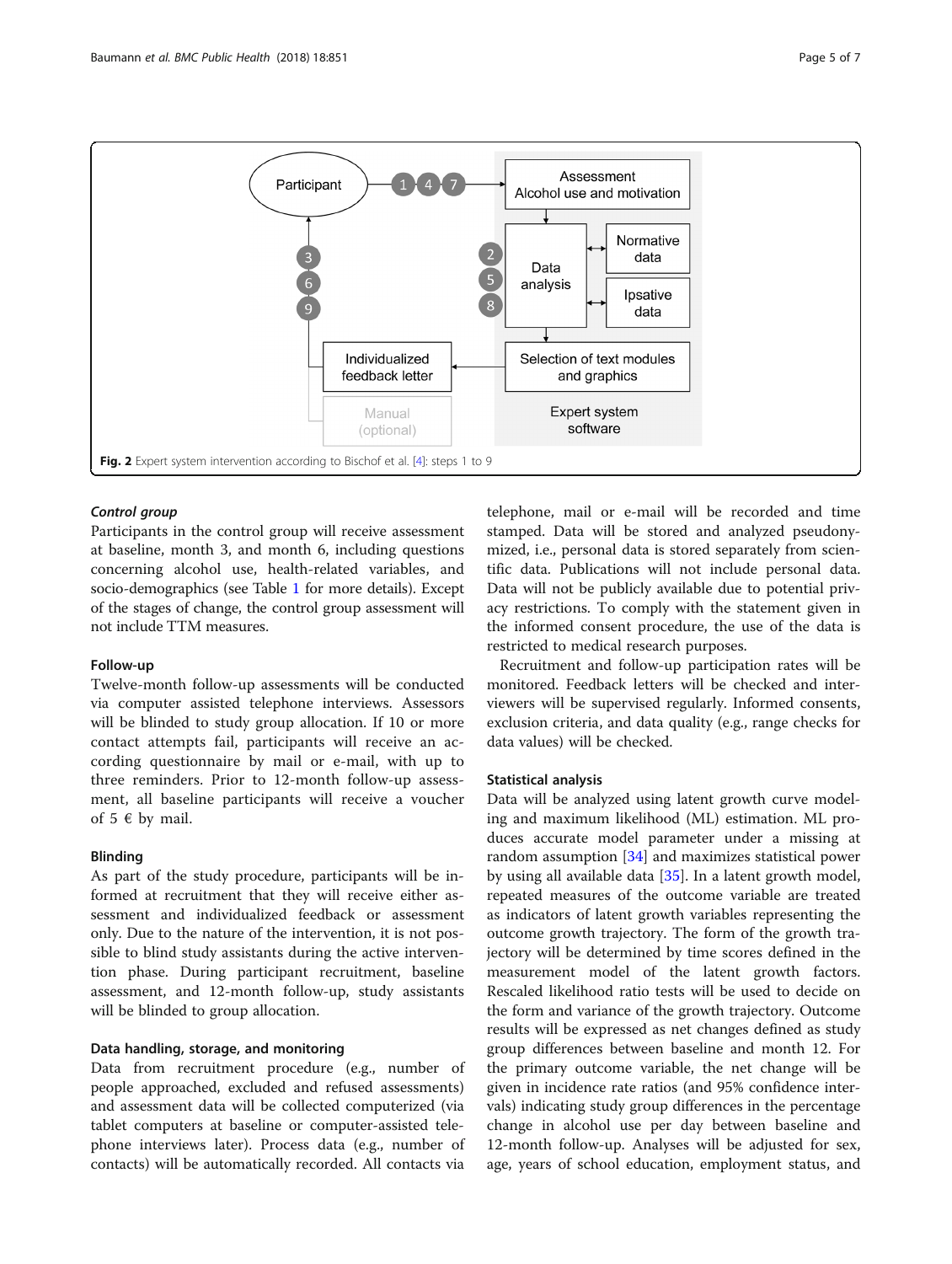Fig. 2 Expert system intervention according to Bischof et al. [4]: steps 1 to 9

### *Control group*

Participants in the control group will receive assessment at baseline, month 3, and month 6, including questions concerning alcohol use, health-related variables, and socio-demographics (see Table 1 for more details). Except of the stages of change, the control group assessment will not include TTM measures.

### Follow-up

Twelve-month follow-up assessments will be conducted via computer assisted telephone interviews. Assessors will be blinded to study group allocation. If 10 or more contact attempts fail, participants will receive an according questionnaire by mail or e-mail, with up to three reminders. Prior to 12-month follow-up assessment, all baseline participants will receive a voucher of 5 € by mail.

### Blinding

As part of the study procedure, participants will be informed at recruitment that they will receive either assessment and individualized feedback or assessment only. Due to the nature of the intervention, it is not possible to blind study assistants during the active intervention phase. During participant recruitment, baseline assessment, and 12-month follow-up, study assistants will be blinded to group allocation.

### Data handling, storage, and monitoring

Data from recruitment procedure (e.g., number of people approached, excluded and refused assessments) and assessment data will be collected computerized (via tablet computers at baseline or computer-assisted telephone interviews later). Process data (e.g., number of contacts) will be automatically recorded. All contacts via telephone, mail or e-mail will be recorded and time stamped. Data will be stored and analyzed pseudonymized, i.e., personal data is stored separately from scientific data. Publications will not include personal data. Data will not be publicly available due to potential privacy restrictions. To comply with the statement given in the informed consent procedure, the use of the data is restricted to medical research purposes.

Recruitment and follow-up participation rates will be monitored. Feedback letters will be checked and interviewers will be supervised regularly. Informed consents, exclusion criteria, and data quality (e.g., range checks for data values) will be checked.

### Statistical analysis

Data will be analyzed using latent growth curve modeling and maximum likelihood (ML) estimation. ML produces accurate model parameter under a missing at random assumption [34] and maximizes statistical power by using all available data [35]. In a latent growth model, repeated measures of the outcome variable are treated as indicators of latent growth variables representing the outcome growth trajectory. The form of the growth trajectory will be determined by time scores defined in the measurement model of the latent growth factors. Rescaled likelihood ratio tests will be used to decide on the form and variance of the growth trajectory. Outcome results will be expressed as net changes defined as study group differences between baseline and month 12. For the primary outcome variable, the net change will be given in incidence rate ratios (and 95% confidence intervals) indicating study group differences in the percentage change in alcohol use per day between baseline and 12-month follow-up. Analyses will be adjusted for sex, age, years of school education, employment status, and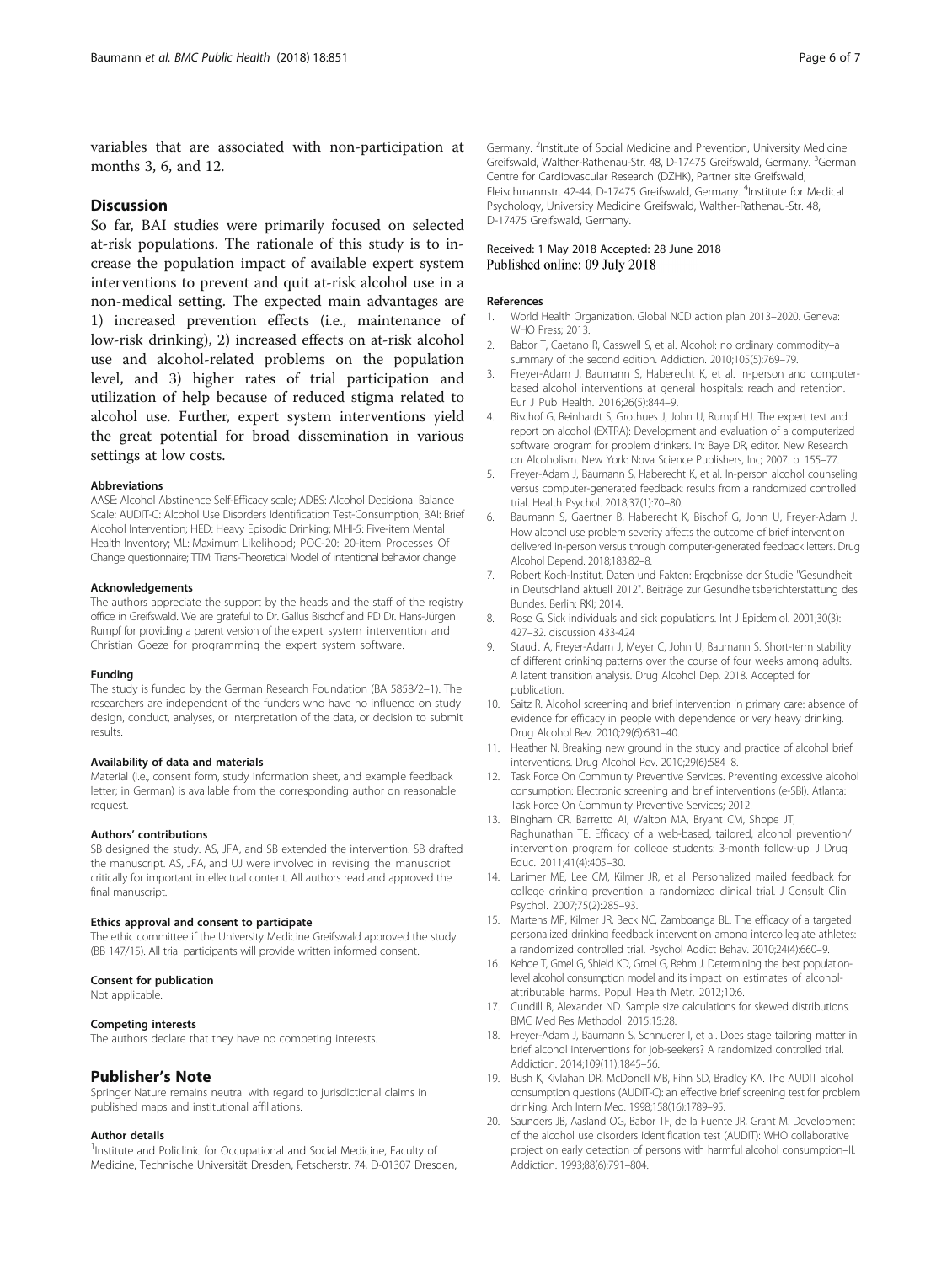variables that are associated with non-participation at months 3, 6, and 12.

## Discussion

So far, BAI studies were primarily focused on selected at-risk populations. The rationale of this study is to increase the population impact of available expert system interventions to prevent and quit at-risk alcohol use in a non-medical setting. The expected main advantages are 1) increased prevention effects (i.e., maintenance of low-risk drinking), 2) increased effects on at-risk alcohol use and alcohol-related problems on the population level, and 3) higher rates of trial participation and utilization of help because of reduced stigma related to alcohol use. Further, expert system interventions yield the great potential for broad dissemination in various settings at low costs.

#### Abbreviations

AASE: Alcohol Abstinence Self-Efficacy scale; ADBS: Alcohol Decisional Balance Scale; AUDIT-C: Alcohol Use Disorders Identification Test-Consumption; BAI: Brief Alcohol Intervention; HED: Heavy Episodic Drinking; MHI-5: Five-item Mental Health Inventory; ML: Maximum Likelihood; POC-20: 20-item Processes Of Change questionnaire; TTM: Trans-Theoretical Model of intentional behavior change

#### Acknowledgements

The authors appreciate the support by the heads and the staff of the registry office in Greifswald. We are grateful to Dr. Gallus Bischof and PD Dr. Hans-Jürgen Rumpf for providing a parent version of the expert system intervention and Christian Goeze for programming the expert system software.

#### Funding

The study is funded by the German Research Foundation (BA 5858/2–1). The researchers are independent of the funders who have no influence on study design, conduct, analyses, or interpretation of the data, or decision to submit results.

#### Availability of data and materials

Material (i.e., consent form, study information sheet, and example feedback letter; in German) is available from the corresponding author on reasonable request.

#### Authors' contributions

SB designed the study. AS, JFA, and SB extended the intervention. SB drafted the manuscript. AS, JFA, and UJ were involved in revising the manuscript critically for important intellectual content. All authors read and approved the final manuscript.

#### Ethics approval and consent to participate

The ethic committee if the University Medicine Greifswald approved the study (BB 147/15). All trial participants will provide written informed consent.

#### Consent for publication

Not applicable.

#### Competing interests

The authors declare that they have no competing interests.

## Publisher's Note

Springer Nature remains neutral with regard to jurisdictional claims in published maps and institutional affiliations.

#### Author details

[1]Institute and Policlinic for Occupational and Social Medicine, Faculty of Medicine, Technische Universität Dresden, Fetscherstr. 74, D-01307 Dresden, Germany. [2]Institute of Social Medicine and Prevention, University Medicine Greifswald, Walther-Rathenau-Str. 48, D-17475 Greifswald, Germany. [3]German Centre for Cardiovascular Research (DZHK), Partner site Greifswald, Fleischmannstr. 42-44, D-17475 Greifswald, Germany. [4]Institute for Medical Psychology, University Medicine Greifswald, Walther-Rathenau-Str. 48, D-17475 Greifswald, Germany.

Received: 1 May 2018 Accepted: 28 June 2018
Published online: 09 July 2018

#### References

1. World Health Organization. Global NCD action plan 2013–2020. Geneva: WHO Press; 2013.
2. Babor T, Caetano R, Casswell S, et al. Alcohol: no ordinary commodity–a summary of the second edition. Addiction. 2010;105(5):769–79.
3. Freyer-Adam J, Baumann S, Haberecht K, et al. In-person and computer-based alcohol interventions at general hospitals: reach and retention. Eur J Pub Health. 2016;26(5):844–9.
4. Bischof G, Reinhardt S, Grothues J, John U, Rumpf HJ. The expert test and report on alcohol (EXTRA): Development and evaluation of a computerized software program for problem drinkers. In: Baye DR, editor. New Research on Alcoholism. New York: Nova Science Publishers, Inc; 2007. p. 155–77.
5. Freyer-Adam J, Baumann S, Haberecht K, et al. In-person alcohol counseling versus computer-generated feedback: results from a randomized controlled trial. Health Psychol. 2018;37(1):70–80.
6. Baumann S, Gaertner B, Haberecht K, Bischof G, John U, Freyer-Adam J. How alcohol use problem severity affects the outcome of brief intervention delivered in-person versus through computer-generated feedback letters. Drug Alcohol Depend. 2018;183:82–8.
7. Robert Koch-Institut. Daten und Fakten: Ergebnisse der Studie "Gesundheit in Deutschland aktuell 2012". Beiträge zur Gesundheitsberichterstattung des Bundes. Berlin: RKI; 2014.
8. Rose G. Sick individuals and sick populations. Int J Epidemiol. 2001;30(3): 427–32. discussion 433-424
9. Staudt A, Freyer-Adam J, Meyer C, John U, Baumann S. Short-term stability of different drinking patterns over the course of four weeks among adults. A latent transition analysis. Drug Alcohol Dep. 2018. Accepted for publication.
10. Saitz R. Alcohol screening and brief intervention in primary care: absence of evidence for efficacy in people with dependence or very heavy drinking. Drug Alcohol Rev. 2010;29(6):631–40.
11. Heather N. Breaking new ground in the study and practice of alcohol brief interventions. Drug Alcohol Rev. 2010;29(6):584–8.
12. Task Force On Community Preventive Services. Preventing excessive alcohol consumption: Electronic screening and brief interventions (e-SBI). Atlanta: Task Force On Community Preventive Services; 2012.
13. Bingham CR, Barretto AI, Walton MA, Bryant CM, Shope JT, Raghunathan TE. Efficacy of a web-based, tailored, alcohol prevention/ intervention program for college students: 3-month follow-up. J Drug Educ. 2011;41(4):405–30.
14. Larimer ME, Lee CM, Kilmer JR, et al. Personalized mailed feedback for college drinking prevention: a randomized clinical trial. J Consult Clin Psychol. 2007;75(2):285–93.
15. Martens MP, Kilmer JR, Beck NC, Zamboanga BL. The efficacy of a targeted personalized drinking feedback intervention among intercollegiate athletes: a randomized controlled trial. Psychol Addict Behav. 2010;24(4):660–9.
16. Kehoe T, Gmel G, Shield KD, Gmel G, Rehm J. Determining the best population-level alcohol consumption model and its impact on estimates of alcohol-attributable harms. Popul Health Metr. 2012;10:6.
17. Cundill B, Alexander ND. Sample size calculations for skewed distributions. BMC Med Res Methodol. 2015;15:28.
18. Freyer-Adam J, Baumann S, Schnuerer I, et al. Does stage tailoring matter in brief alcohol interventions for job-seekers? A randomized controlled trial. Addiction. 2014;109(11):1845–56.
19. Bush K, Kivlahan DR, McDonell MB, Fihn SD, Bradley KA. The AUDIT alcohol consumption questions (AUDIT-C): an effective brief screening test for problem drinking. Arch Intern Med. 1998;158(16):1789–95.
20. Saunders JB, Aasland OG, Babor TF, de la Fuente JR, Grant M. Development of the alcohol use disorders identification test (AUDIT): WHO collaborative project on early detection of persons with harmful alcohol consumption–II. Addiction. 1993;88(6):791–804.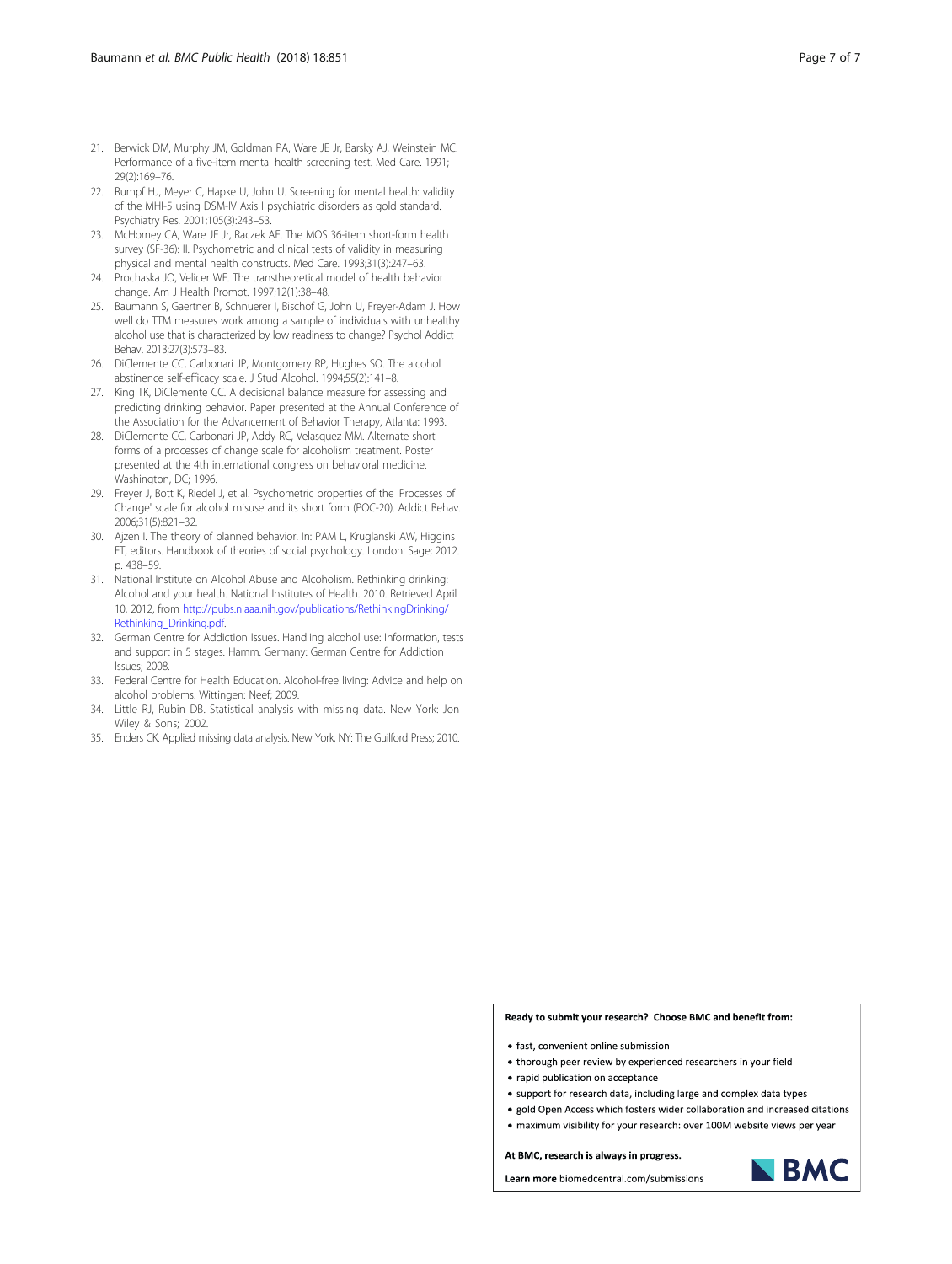21. Berwick DM, Murphy JM, Goldman PA, Ware JE Jr, Barsky AJ, Weinstein MC. Performance of a five-item mental health screening test. Med Care. 1991; 29(2):169–76.
22. Rumpf HJ, Meyer C, Hapke U, John U. Screening for mental health: validity of the MHI-5 using DSM-IV Axis I psychiatric disorders as gold standard. Psychiatry Res. 2001;105(3):243–53.
23. McHorney CA, Ware JE Jr, Raczek AE. The MOS 36-item short-form health survey (SF-36): II. Psychometric and clinical tests of validity in measuring physical and mental health constructs. Med Care. 1993;31(3):247–63.
24. Prochaska JO, Velicer WF. The transtheoretical model of health behavior change. Am J Health Promot. 1997;12(1):38–48.
25. Baumann S, Gaertner B, Schnuerer I, Bischof G, John U, Freyer-Adam J. How well do TTM measures work among a sample of individuals with unhealthy alcohol use that is characterized by low readiness to change? Psychol Addict Behav. 2013;27(3):573–83.
26. DiClemente CC, Carbonari JP, Montgomery RP, Hughes SO. The alcohol abstinence self-efficacy scale. J Stud Alcohol. 1994;55(2):141–8.
27. King TK, DiClemente CC. A decisional balance measure for assessing and predicting drinking behavior. Paper presented at the Annual Conference of the Association for the Advancement of Behavior Therapy, Atlanta: 1993.
28. DiClemente CC, Carbonari JP, Addy RC, Velasquez MM. Alternate short forms of a processes of change scale for alcoholism treatment. Poster presented at the 4th international congress on behavioral medicine. Washington, DC; 1996.
29. Freyer J, Bott K, Riedel J, et al. Psychometric properties of the 'Processes of Change' scale for alcohol misuse and its short form (POC-20). Addict Behav. 2006;31(5):821–32.
30. Ajzen I. The theory of planned behavior. In: PAM L, Kruglanski AW, Higgins ET, editors. Handbook of theories of social psychology. London: Sage; 2012. p. 438–59.
31. National Institute on Alcohol Abuse and Alcoholism. Rethinking drinking: Alcohol and your health. National Institutes of Health. 2010. Retrieved April 10, 2012, from http://pubs.niaaa.nih.gov/publications/RethinkingDrinking/Rethinking_Drinking.pdf.
32. German Centre for Addiction Issues. Handling alcohol use: Information, tests and support in 5 stages. Hamm. Germany: German Centre for Addiction Issues; 2008.
33. Federal Centre for Health Education. Alcohol-free living: Advice and help on alcohol problems. Wittingen: Neef; 2009.
34. Little RJ, Rubin DB. Statistical analysis with missing data. New York: Jon Wiley & Sons; 2002.
35. Enders CK. Applied missing data analysis. New York, NY: The Guilford Press; 2010.